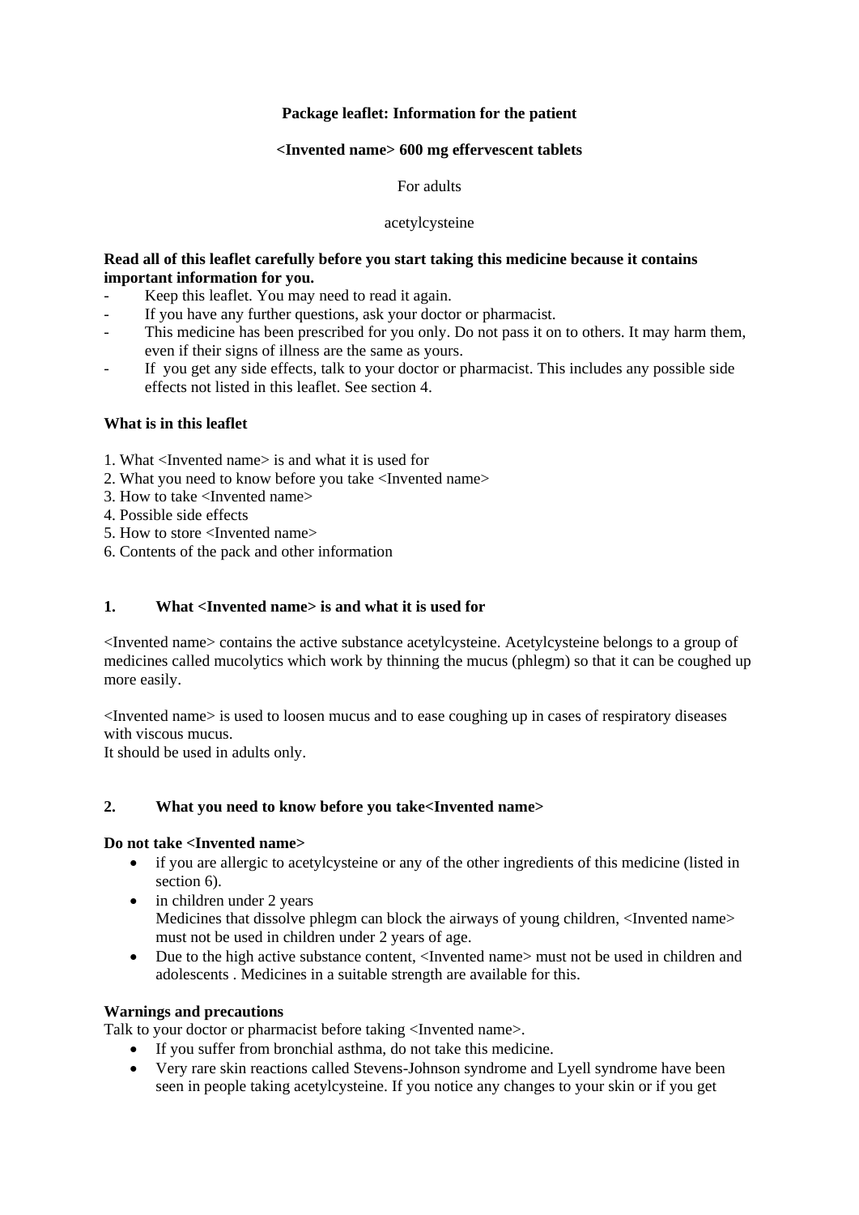**Package leaflet: Information for the patient**

**<Invented name> 600 mg effervescent tablets**

For adults

acetylcysteine

**Read all of this leaflet carefully before you start taking this medicine because it contains important information for you.**

- Keep this leaflet. You may need to read it again.
- If you have any further questions, ask your doctor or pharmacist.
- This medicine has been prescribed for you only. Do not pass it on to others. It may harm them, even if their signs of illness are the same as yours.
- If you get any side effects, talk to your doctor or pharmacist. This includes any possible side effects not listed in this leaflet. See section 4.

**What is in this leaflet**

1. What <Invented name> is and what it is used for
2. What you need to know before you take <Invented name>
3. How to take <Invented name>
4. Possible side effects
5. How to store <Invented name>
6. Contents of the pack and other information

## 1. What <Invented name> is and what it is used for

<Invented name> contains the active substance acetylcysteine. Acetylcysteine belongs to a group of medicines called mucolytics which work by thinning the mucus (phlegm) so that it can be coughed up more easily.

<Invented name> is used to loosen mucus and to ease coughing up in cases of respiratory diseases with viscous mucus.
It should be used in adults only.

## 2. What you need to know before you take<Invented name>

**Do not take <Invented name>**

- if you are allergic to acetylcysteine or any of the other ingredients of this medicine (listed in section 6).
- in children under 2 years
  Medicines that dissolve phlegm can block the airways of young children, <Invented name> must not be used in children under 2 years of age.
- Due to the high active substance content, <Invented name> must not be used in children and adolescents . Medicines in a suitable strength are available for this.

**Warnings and precautions**
Talk to your doctor or pharmacist before taking <Invented name>.

- If you suffer from bronchial asthma, do not take this medicine.
- Very rare skin reactions called Stevens-Johnson syndrome and Lyell syndrome have been seen in people taking acetylcysteine. If you notice any changes to your skin or if you get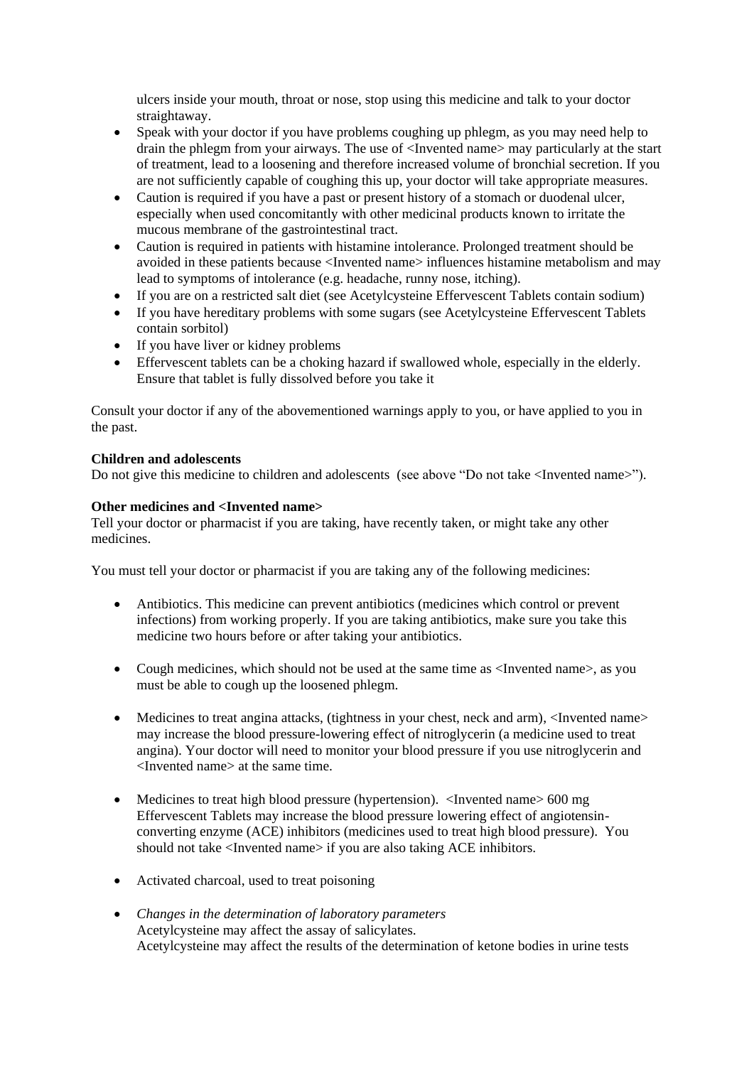ulcers inside your mouth, throat or nose, stop using this medicine and talk to your doctor straightaway.

- Speak with your doctor if you have problems coughing up phlegm, as you may need help to drain the phlegm from your airways. The use of <Invented name> may particularly at the start of treatment, lead to a loosening and therefore increased volume of bronchial secretion. If you are not sufficiently capable of coughing this up, your doctor will take appropriate measures.
- Caution is required if you have a past or present history of a stomach or duodenal ulcer, especially when used concomitantly with other medicinal products known to irritate the mucous membrane of the gastrointestinal tract.
- Caution is required in patients with histamine intolerance. Prolonged treatment should be avoided in these patients because <Invented name> influences histamine metabolism and may lead to symptoms of intolerance (e.g. headache, runny nose, itching).
- If you are on a restricted salt diet (see Acetylcysteine Effervescent Tablets contain sodium)
- If you have hereditary problems with some sugars (see Acetylcysteine Effervescent Tablets contain sorbitol)
- If you have liver or kidney problems
- Effervescent tablets can be a choking hazard if swallowed whole, especially in the elderly. Ensure that tablet is fully dissolved before you take it

Consult your doctor if any of the abovementioned warnings apply to you, or have applied to you in the past.

**Children and adolescents**

Do not give this medicine to children and adolescents (see above "Do not take <Invented name>").

**Other medicines and <Invented name>**

Tell your doctor or pharmacist if you are taking, have recently taken, or might take any other medicines.

You must tell your doctor or pharmacist if you are taking any of the following medicines:

- Antibiotics. This medicine can prevent antibiotics (medicines which control or prevent infections) from working properly. If you are taking antibiotics, make sure you take this medicine two hours before or after taking your antibiotics.

- Cough medicines, which should not be used at the same time as <Invented name>, as you must be able to cough up the loosened phlegm.

- Medicines to treat angina attacks, (tightness in your chest, neck and arm), <Invented name> may increase the blood pressure-lowering effect of nitroglycerin (a medicine used to treat angina). Your doctor will need to monitor your blood pressure if you use nitroglycerin and <Invented name> at the same time.

- Medicines to treat high blood pressure (hypertension). <Invented name> 600 mg Effervescent Tablets may increase the blood pressure lowering effect of angiotensin-converting enzyme (ACE) inhibitors (medicines used to treat high blood pressure). You should not take <Invented name> if you are also taking ACE inhibitors.

- Activated charcoal, used to treat poisoning

- *Changes in the determination of laboratory parameters*
  Acetylcysteine may affect the assay of salicylates.
  Acetylcysteine may affect the results of the determination of ketone bodies in urine tests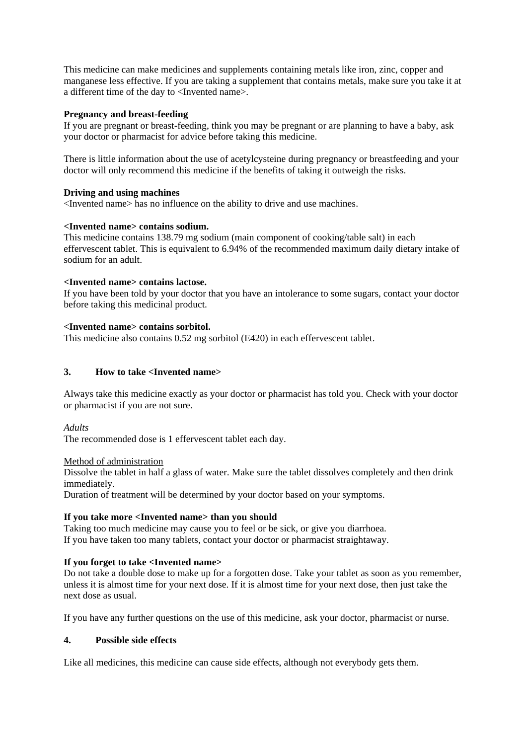This medicine can make medicines and supplements containing metals like iron, zinc, copper and manganese less effective. If you are taking a supplement that contains metals, make sure you take it at a different time of the day to <Invented name>.

**Pregnancy and breast-feeding**

If you are pregnant or breast-feeding, think you may be pregnant or are planning to have a baby, ask your doctor or pharmacist for advice before taking this medicine.

There is little information about the use of acetylcysteine during pregnancy or breastfeeding and your doctor will only recommend this medicine if the benefits of taking it outweigh the risks.

**Driving and using machines**

<Invented name> has no influence on the ability to drive and use machines.

**<Invented name> contains sodium.**

This medicine contains 138.79 mg sodium (main component of cooking/table salt) in each effervescent tablet. This is equivalent to 6.94% of the recommended maximum daily dietary intake of sodium for an adult.

**<Invented name> contains lactose.**

If you have been told by your doctor that you have an intolerance to some sugars, contact your doctor before taking this medicinal product.

**<Invented name> contains sorbitol.**

This medicine also contains 0.52 mg sorbitol (E420) in each effervescent tablet.

## 3. How to take <Invented name>

Always take this medicine exactly as your doctor or pharmacist has told you. Check with your doctor or pharmacist if you are not sure.

*Adults*

The recommended dose is 1 effervescent tablet each day.

<u>Method of administration</u>

Dissolve the tablet in half a glass of water. Make sure the tablet dissolves completely and then drink immediately.

Duration of treatment will be determined by your doctor based on your symptoms.

**If you take more <Invented name> than you should**

Taking too much medicine may cause you to feel or be sick, or give you diarrhoea.

If you have taken too many tablets, contact your doctor or pharmacist straightaway.

**If you forget to take <Invented name>**

Do not take a double dose to make up for a forgotten dose. Take your tablet as soon as you remember, unless it is almost time for your next dose. If it is almost time for your next dose, then just take the next dose as usual.

If you have any further questions on the use of this medicine, ask your doctor, pharmacist or nurse.

## 4. Possible side effects

Like all medicines, this medicine can cause side effects, although not everybody gets them.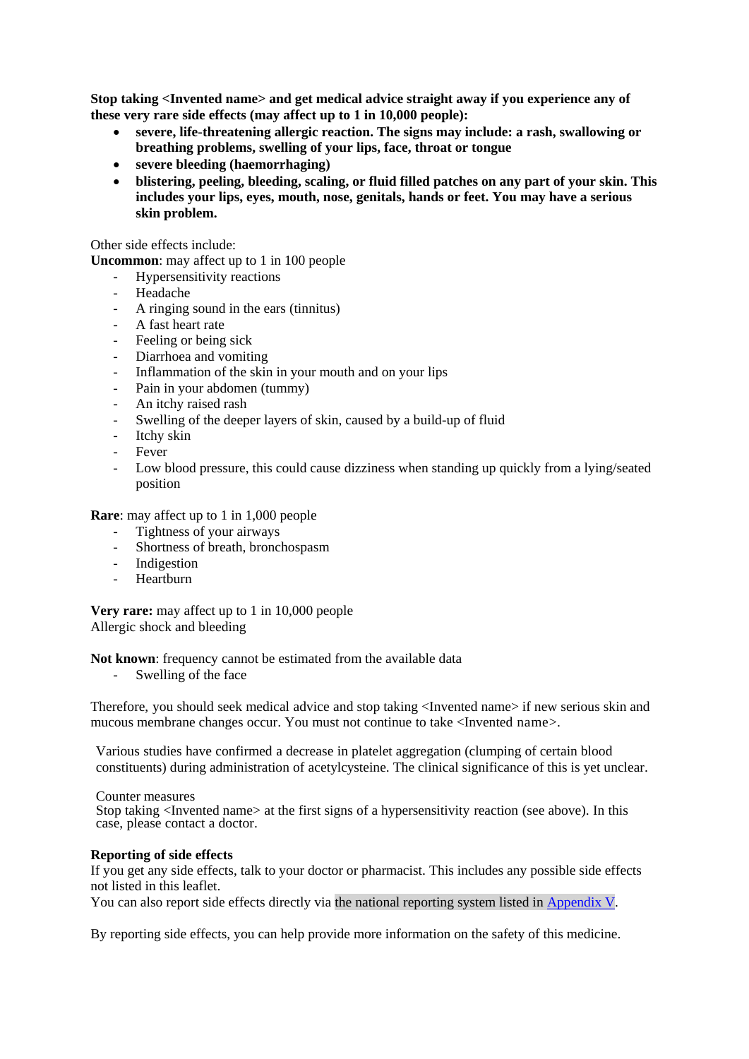**Stop taking <Invented name> and get medical advice straight away if you experience any of these very rare side effects (may affect up to 1 in 10,000 people):**

- **severe, life-threatening allergic reaction. The signs may include: a rash, swallowing or breathing problems, swelling of your lips, face, throat or tongue**
- **severe bleeding (haemorrhaging)**
- **blistering, peeling, bleeding, scaling, or fluid filled patches on any part of your skin. This includes your lips, eyes, mouth, nose, genitals, hands or feet. You may have a serious skin problem.**

Other side effects include:

**Uncommon**: may affect up to 1 in 100 people

- Hypersensitivity reactions
- Headache
- A ringing sound in the ears (tinnitus)
- A fast heart rate
- Feeling or being sick
- Diarrhoea and vomiting
- Inflammation of the skin in your mouth and on your lips
- Pain in your abdomen (tummy)
- An itchy raised rash
- Swelling of the deeper layers of skin, caused by a build-up of fluid
- Itchy skin
- Fever
- Low blood pressure, this could cause dizziness when standing up quickly from a lying/seated position

**Rare**: may affect up to 1 in 1,000 people

- Tightness of your airways
- Shortness of breath, bronchospasm
- Indigestion
- Heartburn

**Very rare:** may affect up to 1 in 10,000 people
Allergic shock and bleeding

**Not known**: frequency cannot be estimated from the available data

- Swelling of the face

Therefore, you should seek medical advice and stop taking <Invented name> if new serious skin and mucous membrane changes occur. You must not continue to take <Invented name>.

Various studies have confirmed a decrease in platelet aggregation (clumping of certain blood constituents) during administration of acetylcysteine. The clinical significance of this is yet unclear.

Counter measures
Stop taking <Invented name> at the first signs of a hypersensitivity reaction (see above). In this case, please contact a doctor.

**Reporting of side effects**
If you get any side effects, talk to your doctor or pharmacist. This includes any possible side effects not listed in this leaflet.
You can also report side effects directly via the national reporting system listed in Appendix V.

By reporting side effects, you can help provide more information on the safety of this medicine.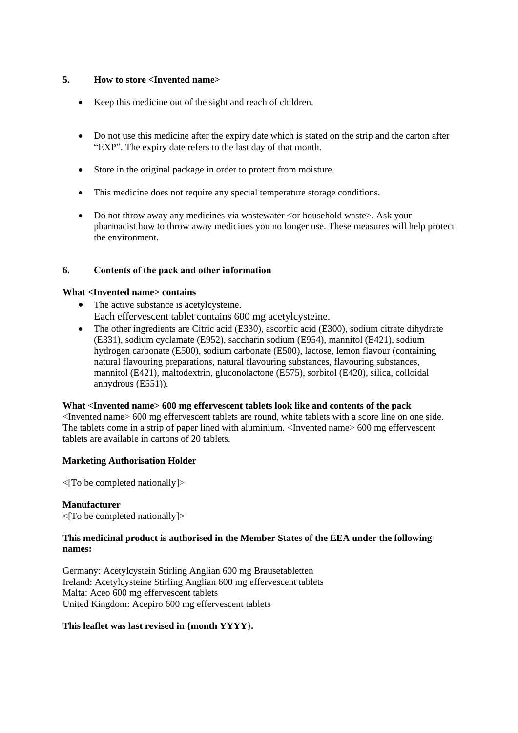## 5. How to store <Invented name>

- Keep this medicine out of the sight and reach of children.
- Do not use this medicine after the expiry date which is stated on the strip and the carton after "EXP". The expiry date refers to the last day of that month.
- Store in the original package in order to protect from moisture.
- This medicine does not require any special temperature storage conditions.
- Do not throw away any medicines via wastewater <or household waste>. Ask your pharmacist how to throw away medicines you no longer use. These measures will help protect the environment.

## 6. Contents of the pack and other information

**What <Invented name> contains**

- The active substance is acetylcysteine.
  Each effervescent tablet contains 600 mg acetylcysteine.
- The other ingredients are Citric acid (E330), ascorbic acid (E300), sodium citrate dihydrate (E331), sodium cyclamate (E952), saccharin sodium (E954), mannitol (E421), sodium hydrogen carbonate (E500), sodium carbonate (E500), lactose, lemon flavour (containing natural flavouring preparations, natural flavouring substances, flavouring substances, mannitol (E421), maltodextrin, gluconolactone (E575), sorbitol (E420), silica, colloidal anhydrous (E551)).

**What <Invented name> 600 mg effervescent tablets look like and contents of the pack**
<Invented name> 600 mg effervescent tablets are round, white tablets with a score line on one side. The tablets come in a strip of paper lined with aluminium. <Invented name> 600 mg effervescent tablets are available in cartons of 20 tablets.

**Marketing Authorisation Holder**

<[To be completed nationally]>

**Manufacturer**
<[To be completed nationally]>

**This medicinal product is authorised in the Member States of the EEA under the following names:**

Germany: Acetylcystein Stirling Anglian 600 mg Brausetabletten
Ireland: Acetylcysteine Stirling Anglian 600 mg effervescent tablets
Malta: Aceo 600 mg effervescent tablets
United Kingdom: Acepiro 600 mg effervescent tablets

**This leaflet was last revised in {month YYYY}.**